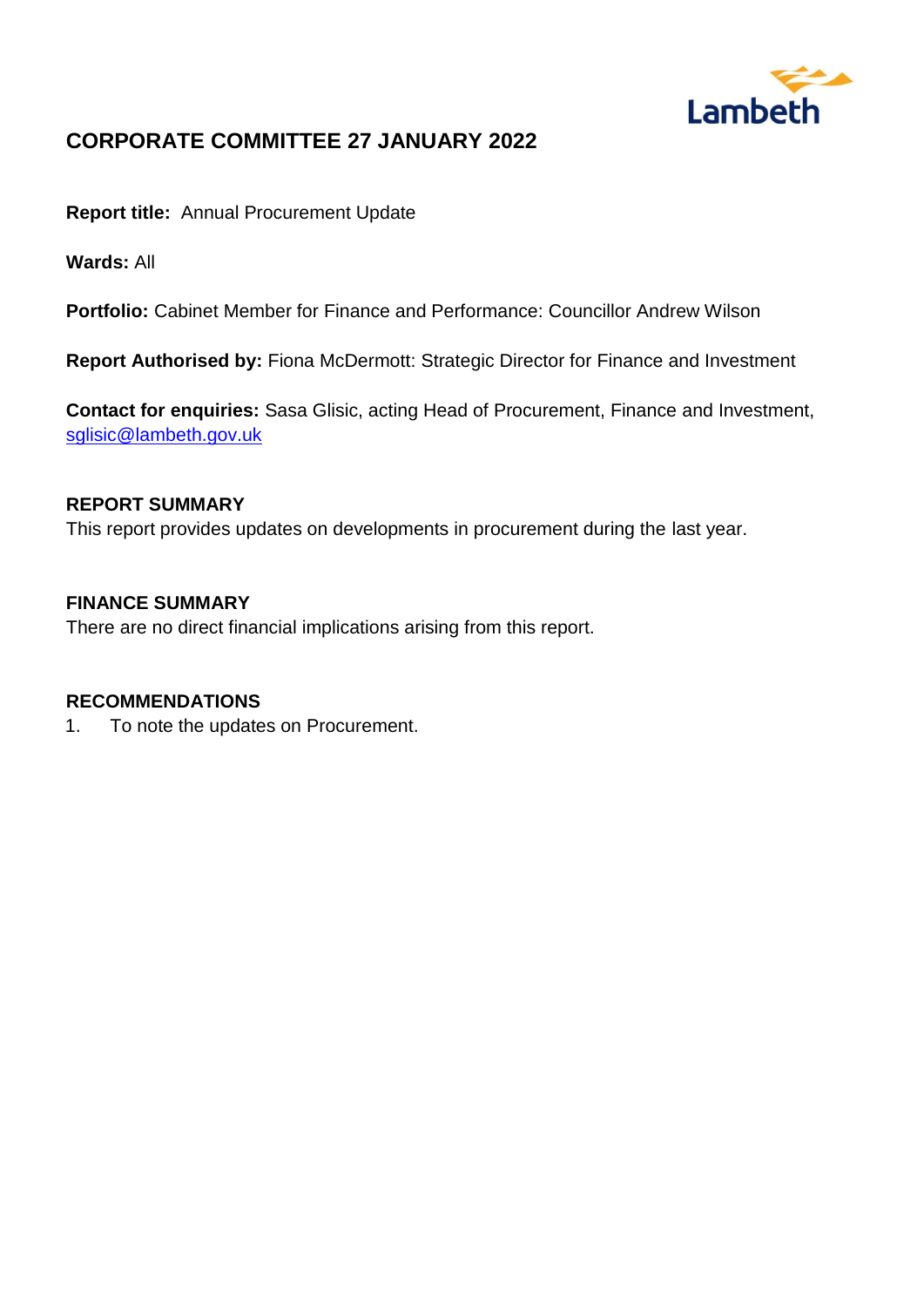# CORPORATE COMMITTEE 27 JANUARY 2022

**Report title:** Annual Procurement Update

**Wards:** All

**Portfolio:** Cabinet Member for Finance and Performance: Councillor Andrew Wilson

**Report Authorised by:** Fiona McDermott: Strategic Director for Finance and Investment

**Contact for enquiries:** Sasa Glisic, acting Head of Procurement, Finance and Investment, sglisic@lambeth.gov.uk

## REPORT SUMMARY

This report provides updates on developments in procurement during the last year.

## FINANCE SUMMARY

There are no direct financial implications arising from this report.

## RECOMMENDATIONS

1. To note the updates on Procurement.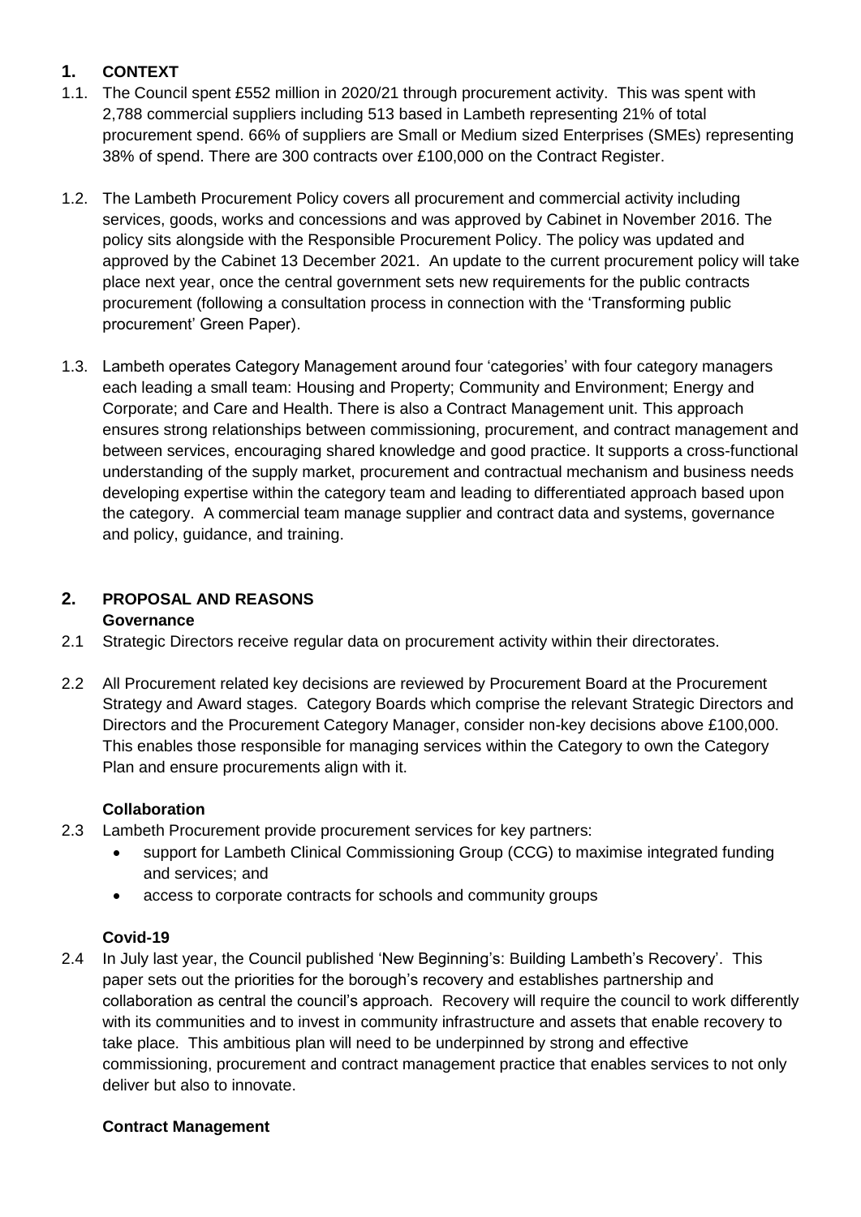## 1. CONTEXT

1.1. The Council spent £552 million in 2020/21 through procurement activity. This was spent with 2,788 commercial suppliers including 513 based in Lambeth representing 21% of total procurement spend. 66% of suppliers are Small or Medium sized Enterprises (SMEs) representing 38% of spend. There are 300 contracts over £100,000 on the Contract Register.

1.2. The Lambeth Procurement Policy covers all procurement and commercial activity including services, goods, works and concessions and was approved by Cabinet in November 2016. The policy sits alongside with the Responsible Procurement Policy. The policy was updated and approved by the Cabinet 13 December 2021. An update to the current procurement policy will take place next year, once the central government sets new requirements for the public contracts procurement (following a consultation process in connection with the 'Transforming public procurement' Green Paper).

1.3. Lambeth operates Category Management around four 'categories' with four category managers each leading a small team: Housing and Property; Community and Environment; Energy and Corporate; and Care and Health. There is also a Contract Management unit. This approach ensures strong relationships between commissioning, procurement, and contract management and between services, encouraging shared knowledge and good practice. It supports a cross-functional understanding of the supply market, procurement and contractual mechanism and business needs developing expertise within the category team and leading to differentiated approach based upon the category. A commercial team manage supplier and contract data and systems, governance and policy, guidance, and training.

## 2. PROPOSAL AND REASONS

### Governance

2.1 Strategic Directors receive regular data on procurement activity within their directorates.

2.2 All Procurement related key decisions are reviewed by Procurement Board at the Procurement Strategy and Award stages. Category Boards which comprise the relevant Strategic Directors and Directors and the Procurement Category Manager, consider non-key decisions above £100,000. This enables those responsible for managing services within the Category to own the Category Plan and ensure procurements align with it.

### Collaboration

2.3 Lambeth Procurement provide procurement services for key partners:

- support for Lambeth Clinical Commissioning Group (CCG) to maximise integrated funding and services; and
- access to corporate contracts for schools and community groups

### Covid-19

2.4 In July last year, the Council published 'New Beginning's: Building Lambeth's Recovery'. This paper sets out the priorities for the borough's recovery and establishes partnership and collaboration as central the council's approach. Recovery will require the council to work differently with its communities and to invest in community infrastructure and assets that enable recovery to take place. This ambitious plan will need to be underpinned by strong and effective commissioning, procurement and contract management practice that enables services to not only deliver but also to innovate.

### Contract Management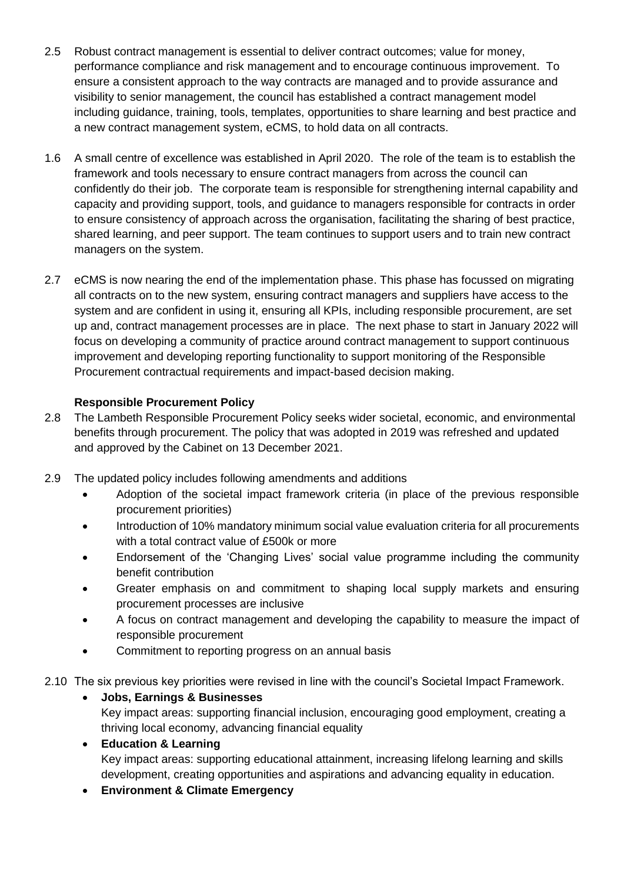2.5 Robust contract management is essential to deliver contract outcomes; value for money, performance compliance and risk management and to encourage continuous improvement. To ensure a consistent approach to the way contracts are managed and to provide assurance and visibility to senior management, the council has established a contract management model including guidance, training, tools, templates, opportunities to share learning and best practice and a new contract management system, eCMS, to hold data on all contracts.

1.6 A small centre of excellence was established in April 2020. The role of the team is to establish the framework and tools necessary to ensure contract managers from across the council can confidently do their job. The corporate team is responsible for strengthening internal capability and capacity and providing support, tools, and guidance to managers responsible for contracts in order to ensure consistency of approach across the organisation, facilitating the sharing of best practice, shared learning, and peer support. The team continues to support users and to train new contract managers on the system.

2.7 eCMS is now nearing the end of the implementation phase. This phase has focussed on migrating all contracts on to the new system, ensuring contract managers and suppliers have access to the system and are confident in using it, ensuring all KPIs, including responsible procurement, are set up and, contract management processes are in place. The next phase to start in January 2022 will focus on developing a community of practice around contract management to support continuous improvement and developing reporting functionality to support monitoring of the Responsible Procurement contractual requirements and impact-based decision making.

**Responsible Procurement Policy**

2.8 The Lambeth Responsible Procurement Policy seeks wider societal, economic, and environmental benefits through procurement. The policy that was adopted in 2019 was refreshed and updated and approved by the Cabinet on 13 December 2021.

2.9 The updated policy includes following amendments and additions

- Adoption of the societal impact framework criteria (in place of the previous responsible procurement priorities)
- Introduction of 10% mandatory minimum social value evaluation criteria for all procurements with a total contract value of £500k or more
- Endorsement of the 'Changing Lives' social value programme including the community benefit contribution
- Greater emphasis on and commitment to shaping local supply markets and ensuring procurement processes are inclusive
- A focus on contract management and developing the capability to measure the impact of responsible procurement
- Commitment to reporting progress on an annual basis

2.10 The six previous key priorities were revised in line with the council's Societal Impact Framework.

- **Jobs, Earnings & Businesses**
  Key impact areas: supporting financial inclusion, encouraging good employment, creating a thriving local economy, advancing financial equality
- **Education & Learning**
  Key impact areas: supporting educational attainment, increasing lifelong learning and skills development, creating opportunities and aspirations and advancing equality in education.
- **Environment & Climate Emergency**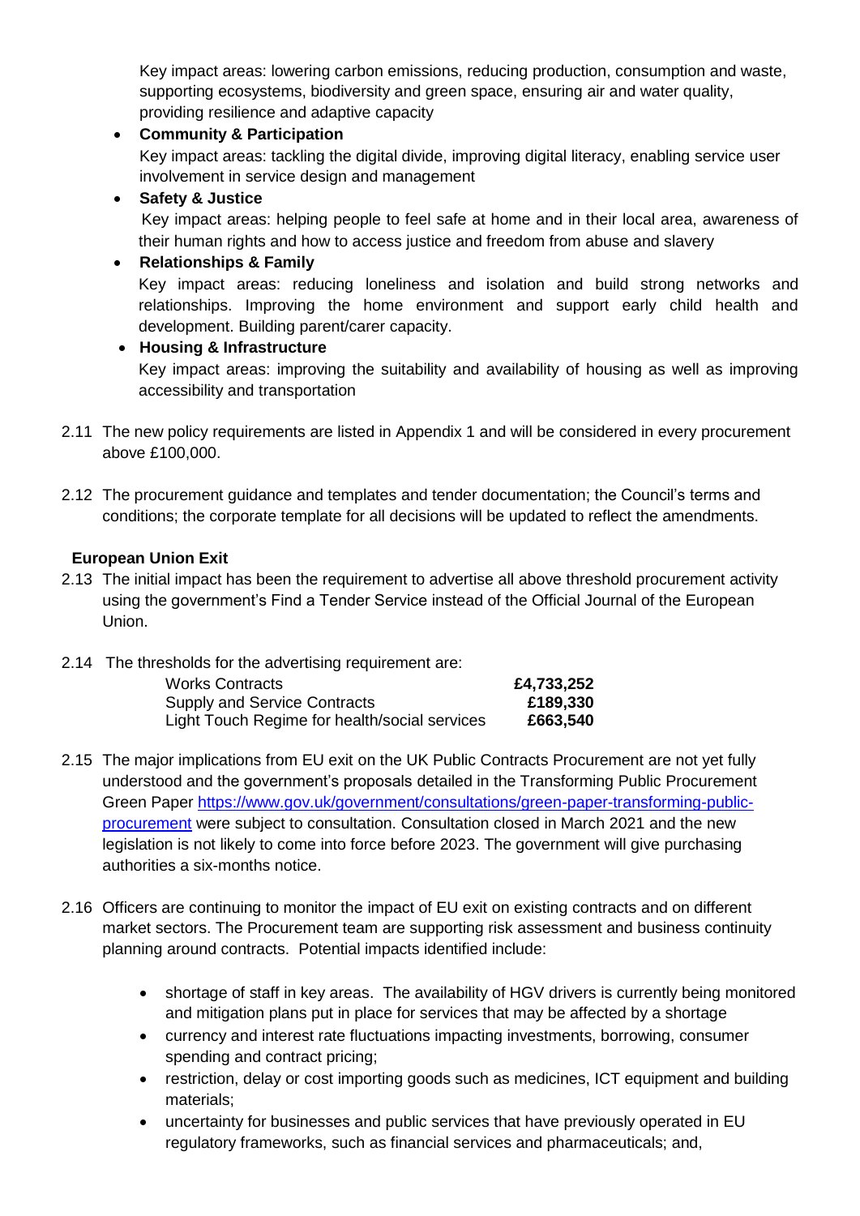Key impact areas: lowering carbon emissions, reducing production, consumption and waste, supporting ecosystems, biodiversity and green space, ensuring air and water quality, providing resilience and adaptive capacity

- **Community & Participation**
  Key impact areas: tackling the digital divide, improving digital literacy, enabling service user involvement in service design and management
- **Safety & Justice**
  Key impact areas: helping people to feel safe at home and in their local area, awareness of their human rights and how to access justice and freedom from abuse and slavery
- **Relationships & Family**
  Key impact areas: reducing loneliness and isolation and build strong networks and relationships. Improving the home environment and support early child health and development. Building parent/carer capacity.
- **Housing & Infrastructure**
  Key impact areas: improving the suitability and availability of housing as well as improving accessibility and transportation

2.11 The new policy requirements are listed in Appendix 1 and will be considered in every procurement above £100,000.

2.12 The procurement guidance and templates and tender documentation; the Council's terms and conditions; the corporate template for all decisions will be updated to reflect the amendments.

**European Union Exit**

2.13 The initial impact has been the requirement to advertise all above threshold procurement activity using the government's Find a Tender Service instead of the Official Journal of the European Union.

2.14 The thresholds for the advertising requirement are:

| | |
|---|---|
| Works Contracts | **£4,733,252** |
| Supply and Service Contracts | **£189,330** |
| Light Touch Regime for health/social services | **£663,540** |

2.15 The major implications from EU exit on the UK Public Contracts Procurement are not yet fully understood and the government's proposals detailed in the Transforming Public Procurement Green Paper https://www.gov.uk/government/consultations/green-paper-transforming-public-procurement were subject to consultation. Consultation closed in March 2021 and the new legislation is not likely to come into force before 2023. The government will give purchasing authorities a six-months notice.

2.16 Officers are continuing to monitor the impact of EU exit on existing contracts and on different market sectors. The Procurement team are supporting risk assessment and business continuity planning around contracts. Potential impacts identified include:

- shortage of staff in key areas. The availability of HGV drivers is currently being monitored and mitigation plans put in place for services that may be affected by a shortage
- currency and interest rate fluctuations impacting investments, borrowing, consumer spending and contract pricing;
- restriction, delay or cost importing goods such as medicines, ICT equipment and building materials;
- uncertainty for businesses and public services that have previously operated in EU regulatory frameworks, such as financial services and pharmaceuticals; and,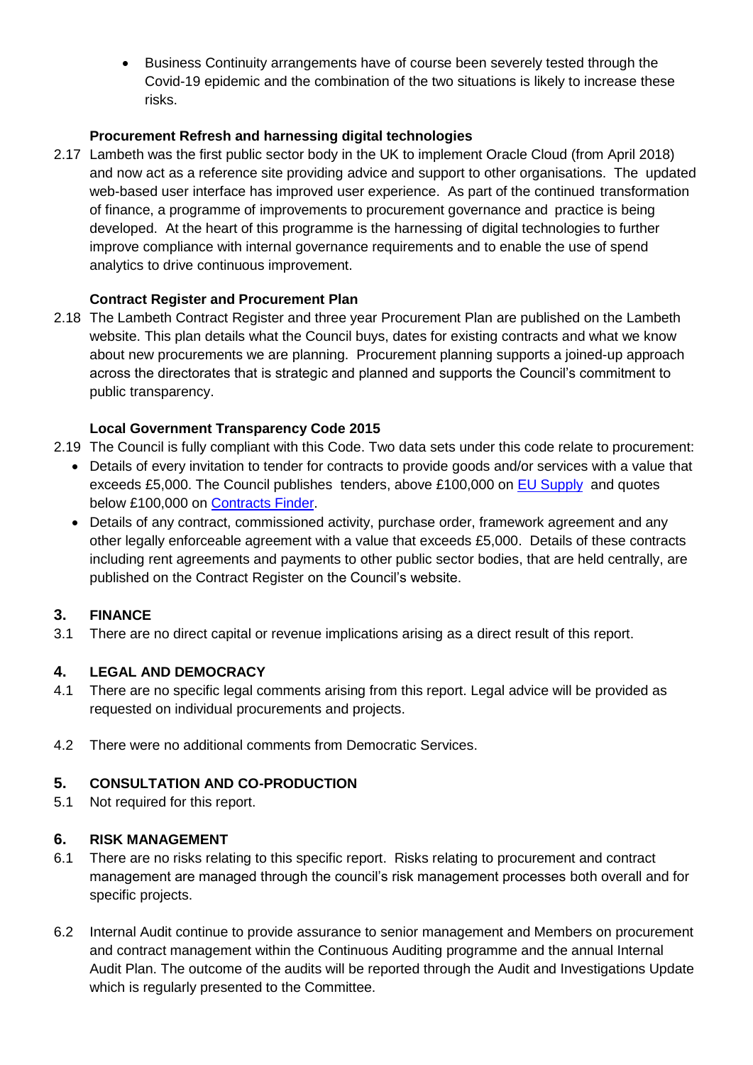- Business Continuity arrangements have of course been severely tested through the Covid-19 epidemic and the combination of the two situations is likely to increase these risks.

**Procurement Refresh and harnessing digital technologies**

2.17 Lambeth was the first public sector body in the UK to implement Oracle Cloud (from April 2018) and now act as a reference site providing advice and support to other organisations. The updated web-based user interface has improved user experience. As part of the continued transformation of finance, a programme of improvements to procurement governance and practice is being developed. At the heart of this programme is the harnessing of digital technologies to further improve compliance with internal governance requirements and to enable the use of spend analytics to drive continuous improvement.

**Contract Register and Procurement Plan**

2.18 The Lambeth Contract Register and three year Procurement Plan are published on the Lambeth website. This plan details what the Council buys, dates for existing contracts and what we know about new procurements we are planning. Procurement planning supports a joined-up approach across the directorates that is strategic and planned and supports the Council's commitment to public transparency.

**Local Government Transparency Code 2015**

2.19 The Council is fully compliant with this Code. Two data sets under this code relate to procurement:

- Details of every invitation to tender for contracts to provide goods and/or services with a value that exceeds £5,000. The Council publishes tenders, above £100,000 on EU Supply and quotes below £100,000 on Contracts Finder.
- Details of any contract, commissioned activity, purchase order, framework agreement and any other legally enforceable agreement with a value that exceeds £5,000. Details of these contracts including rent agreements and payments to other public sector bodies, that are held centrally, are published on the Contract Register on the Council's website.

## 3. FINANCE

3.1 There are no direct capital or revenue implications arising as a direct result of this report.

## 4. LEGAL AND DEMOCRACY

4.1 There are no specific legal comments arising from this report. Legal advice will be provided as requested on individual procurements and projects.

4.2 There were no additional comments from Democratic Services.

## 5. CONSULTATION AND CO-PRODUCTION

5.1 Not required for this report.

## 6. RISK MANAGEMENT

6.1 There are no risks relating to this specific report. Risks relating to procurement and contract management are managed through the council's risk management processes both overall and for specific projects.

6.2 Internal Audit continue to provide assurance to senior management and Members on procurement and contract management within the Continuous Auditing programme and the annual Internal Audit Plan. The outcome of the audits will be reported through the Audit and Investigations Update which is regularly presented to the Committee.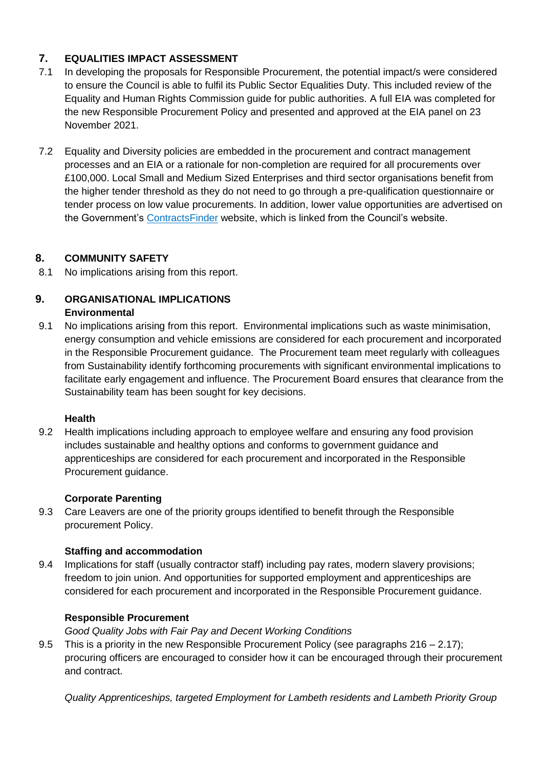## 7. EQUALITIES IMPACT ASSESSMENT

7.1 In developing the proposals for Responsible Procurement, the potential impact/s were considered to ensure the Council is able to fulfil its Public Sector Equalities Duty. This included review of the Equality and Human Rights Commission guide for public authorities. A full EIA was completed for the new Responsible Procurement Policy and presented and approved at the EIA panel on 23 November 2021.

7.2 Equality and Diversity policies are embedded in the procurement and contract management processes and an EIA or a rationale for non-completion are required for all procurements over £100,000. Local Small and Medium Sized Enterprises and third sector organisations benefit from the higher tender threshold as they do not need to go through a pre-qualification questionnaire or tender process on low value procurements. In addition, lower value opportunities are advertised on the Government's ContractsFinder website, which is linked from the Council's website.

## 8. COMMUNITY SAFETY

8.1 No implications arising from this report.

## 9. ORGANISATIONAL IMPLICATIONS

### Environmental

9.1 No implications arising from this report. Environmental implications such as waste minimisation, energy consumption and vehicle emissions are considered for each procurement and incorporated in the Responsible Procurement guidance. The Procurement team meet regularly with colleagues from Sustainability identify forthcoming procurements with significant environmental implications to facilitate early engagement and influence. The Procurement Board ensures that clearance from the Sustainability team has been sought for key decisions.

### Health

9.2 Health implications including approach to employee welfare and ensuring any food provision includes sustainable and healthy options and conforms to government guidance and apprenticeships are considered for each procurement and incorporated in the Responsible Procurement guidance.

### Corporate Parenting

9.3 Care Leavers are one of the priority groups identified to benefit through the Responsible procurement Policy.

### Staffing and accommodation

9.4 Implications for staff (usually contractor staff) including pay rates, modern slavery provisions; freedom to join union. And opportunities for supported employment and apprenticeships are considered for each procurement and incorporated in the Responsible Procurement guidance.

### Responsible Procurement

*Good Quality Jobs with Fair Pay and Decent Working Conditions*

9.5 This is a priority in the new Responsible Procurement Policy (see paragraphs 216 – 2.17); procuring officers are encouraged to consider how it can be encouraged through their procurement and contract.

*Quality Apprenticeships, targeted Employment for Lambeth residents and Lambeth Priority Group*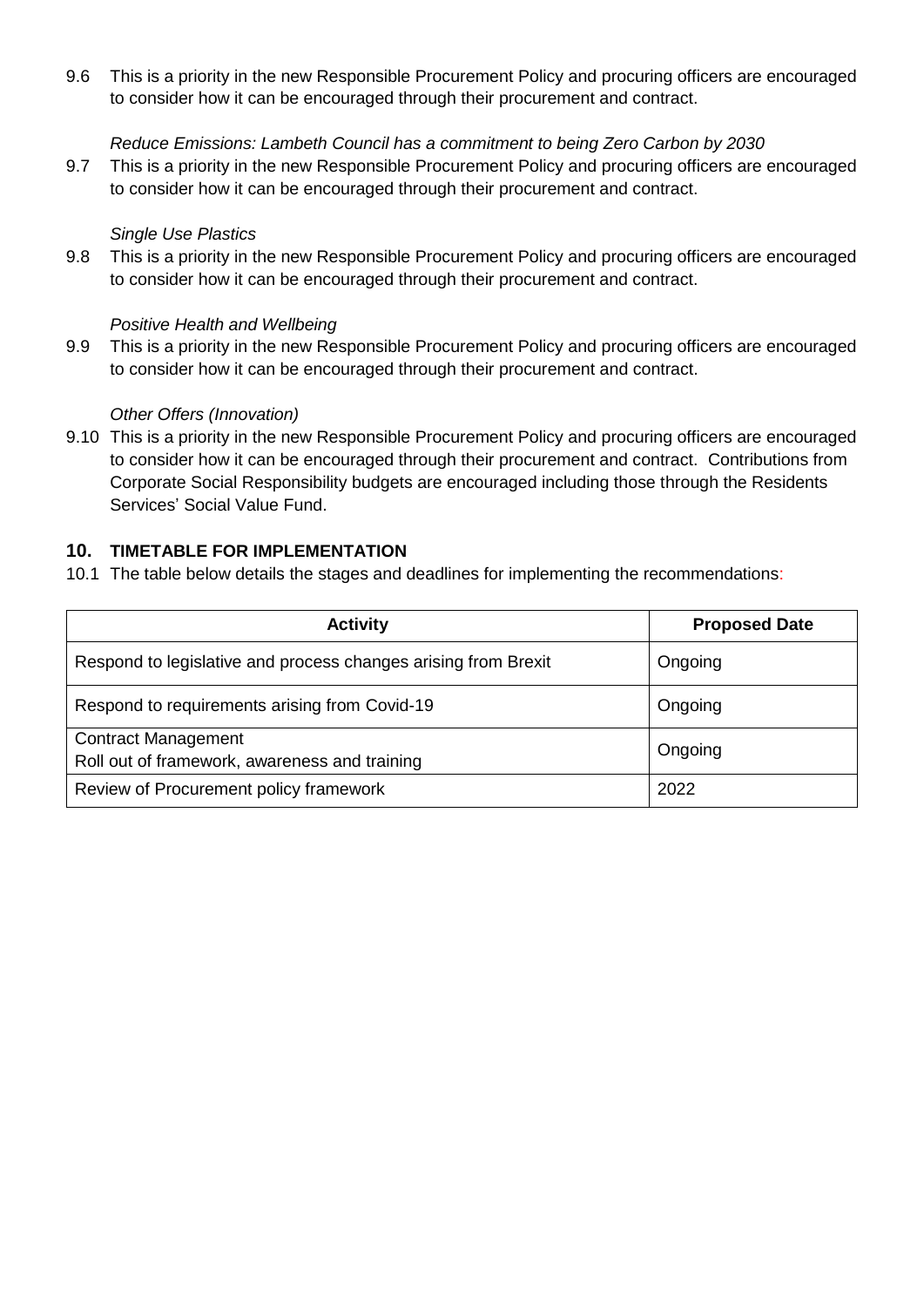9.6 This is a priority in the new Responsible Procurement Policy and procuring officers are encouraged to consider how it can be encouraged through their procurement and contract.

*Reduce Emissions: Lambeth Council has a commitment to being Zero Carbon by 2030*

9.7 This is a priority in the new Responsible Procurement Policy and procuring officers are encouraged to consider how it can be encouraged through their procurement and contract.

*Single Use Plastics*

9.8 This is a priority in the new Responsible Procurement Policy and procuring officers are encouraged to consider how it can be encouraged through their procurement and contract.

*Positive Health and Wellbeing*

9.9 This is a priority in the new Responsible Procurement Policy and procuring officers are encouraged to consider how it can be encouraged through their procurement and contract.

*Other Offers (Innovation)*

9.10 This is a priority in the new Responsible Procurement Policy and procuring officers are encouraged to consider how it can be encouraged through their procurement and contract. Contributions from Corporate Social Responsibility budgets are encouraged including those through the Residents Services' Social Value Fund.

## 10. TIMETABLE FOR IMPLEMENTATION

10.1 The table below details the stages and deadlines for implementing the recommendations:

| Activity | Proposed Date |
|---|---|
| Respond to legislative and process changes arising from Brexit | Ongoing |
| Respond to requirements arising from Covid-19 | Ongoing |
| Contract Management<br>Roll out of framework, awareness and training | Ongoing |
| Review of Procurement policy framework | 2022 |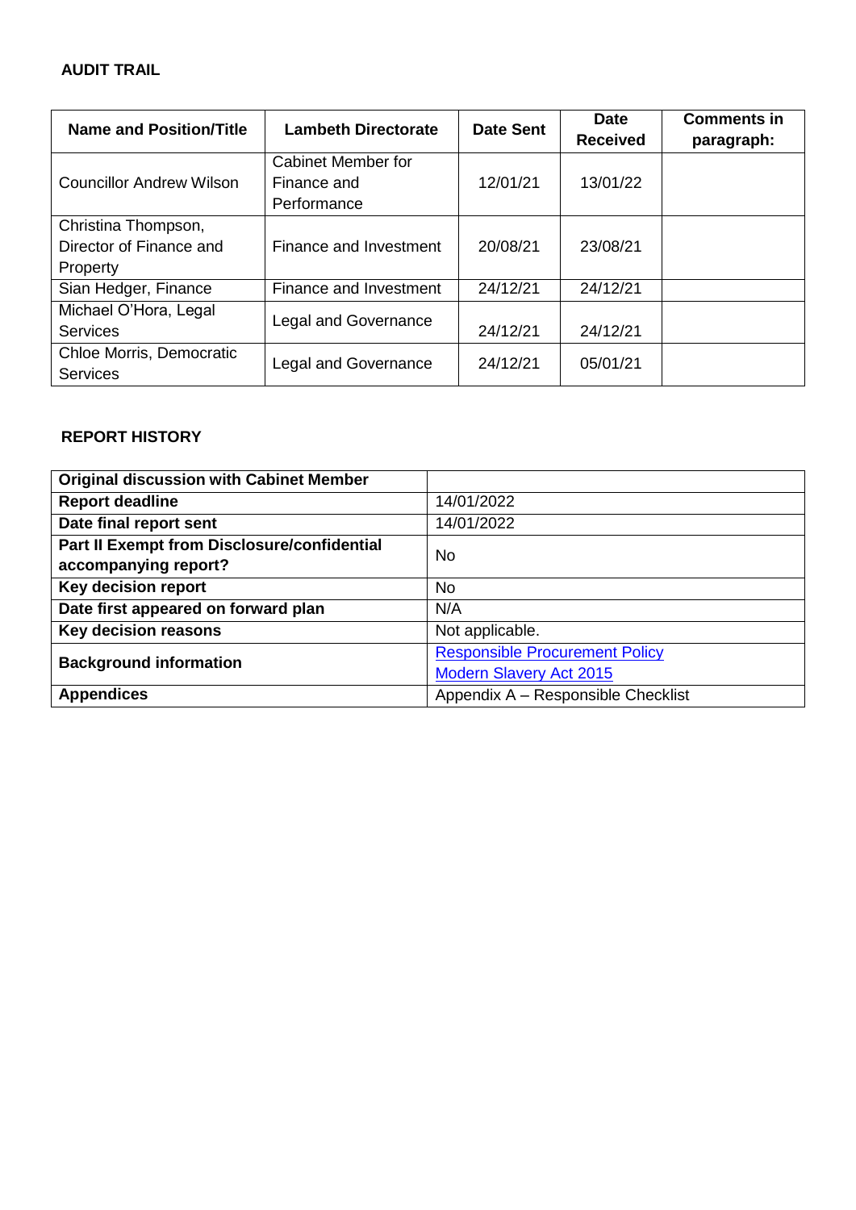**AUDIT TRAIL**

| Name and Position/Title | Lambeth Directorate | Date Sent | Date Received | Comments in paragraph: |
|---|---|---|---|---|
| Councillor Andrew Wilson | Cabinet Member for Finance and Performance | 12/01/21 | 13/01/22 | |
| Christina Thompson, Director of Finance and Property | Finance and Investment | 20/08/21 | 23/08/21 | |
| Sian Hedger, Finance | Finance and Investment | 24/12/21 | 24/12/21 | |
| Michael O'Hora, Legal Services | Legal and Governance | 24/12/21 | 24/12/21 | |
| Chloe Morris, Democratic Services | Legal and Governance | 24/12/21 | 05/01/21 | |

**REPORT HISTORY**

| | |
|---|---|
| **Original discussion with Cabinet Member** | |
| **Report deadline** | 14/01/2022 |
| **Date final report sent** | 14/01/2022 |
| **Part II Exempt from Disclosure/confidential accompanying report?** | No |
| **Key decision report** | No |
| **Date first appeared on forward plan** | N/A |
| **Key decision reasons** | Not applicable. |
| **Background information** | Responsible Procurement Policy<br>Modern Slavery Act 2015 |
| **Appendices** | Appendix A – Responsible Checklist |